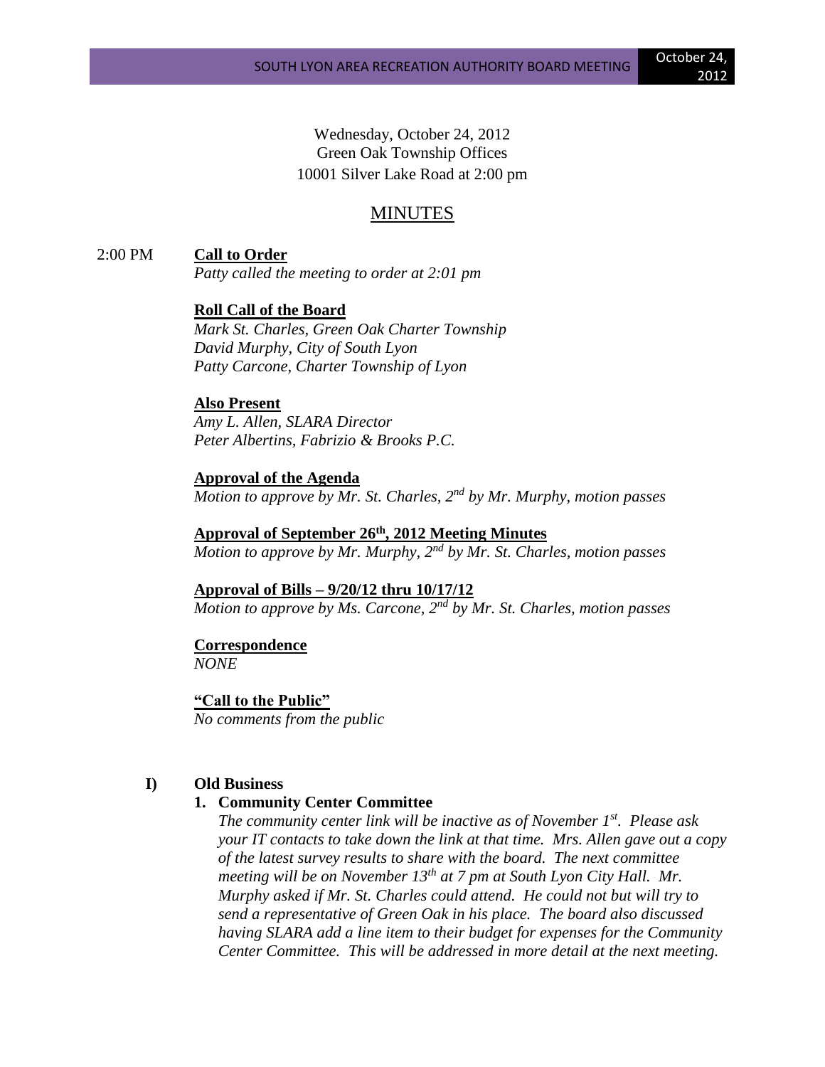Wednesday, October 24, 2012
Green Oak Township Offices
10001 Silver Lake Road at 2:00 pm

# MINUTES

2:00 PM **Call to Order**

*Patty called the meeting to order at 2:01 pm*

**Roll Call of the Board**

*Mark St. Charles, Green Oak Charter Township*
*David Murphy, City of South Lyon*
*Patty Carcone, Charter Township of Lyon*

**Also Present**

*Amy L. Allen, SLARA Director*
*Peter Albertins, Fabrizio & Brooks P.C.*

**Approval of the Agenda**

*Motion to approve by Mr. St. Charles, 2nd by Mr. Murphy, motion passes*

**Approval of September 26th, 2012 Meeting Minutes**

*Motion to approve by Mr. Murphy, 2nd by Mr. St. Charles, motion passes*

**Approval of Bills – 9/20/12 thru 10/17/12**

*Motion to approve by Ms. Carcone, 2nd by Mr. St. Charles, motion passes*

**Correspondence**

*NONE*

**"Call to the Public"**

*No comments from the public*

**I) Old Business**

**1. Community Center Committee**

*The community center link will be inactive as of November 1st. Please ask your IT contacts to take down the link at that time. Mrs. Allen gave out a copy of the latest survey results to share with the board. The next committee meeting will be on November 13th at 7 pm at South Lyon City Hall. Mr. Murphy asked if Mr. St. Charles could attend. He could not but will try to send a representative of Green Oak in his place. The board also discussed having SLARA add a line item to their budget for expenses for the Community Center Committee. This will be addressed in more detail at the next meeting.*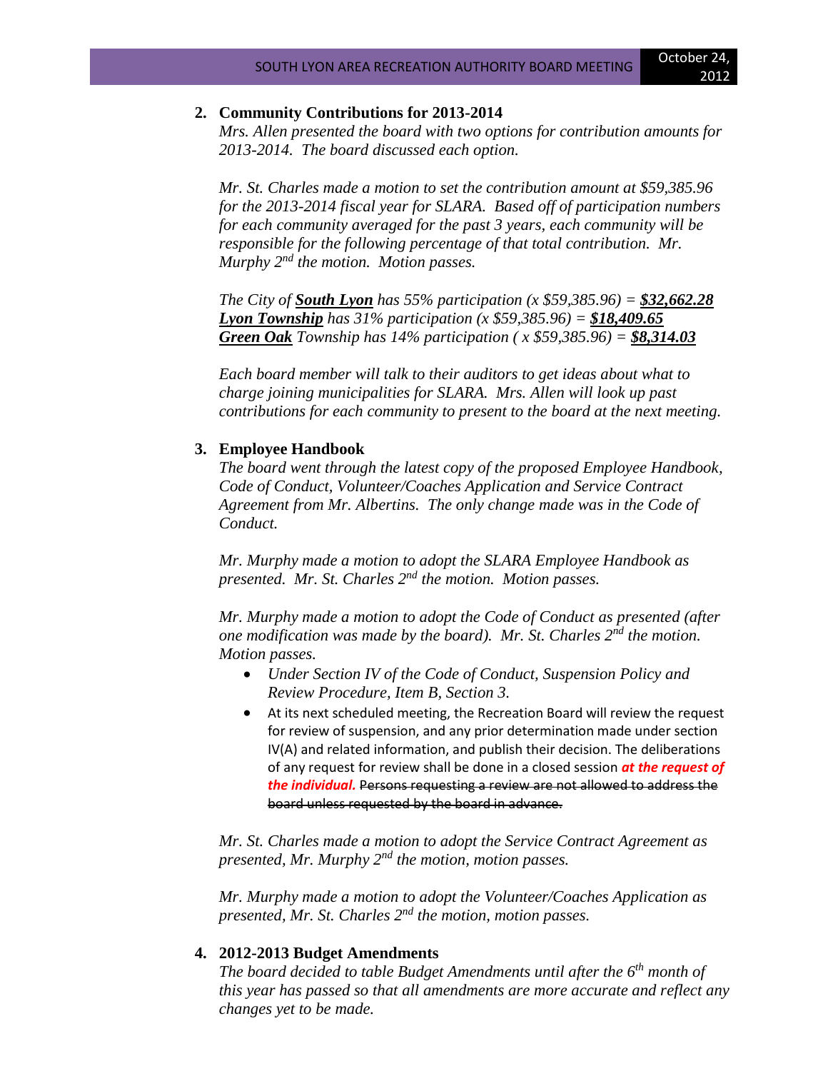2. **Community Contributions for 2013-2014**

   *Mrs. Allen presented the board with two options for contribution amounts for 2013-2014. The board discussed each option.*

   *Mr. St. Charles made a motion to set the contribution amount at $59,385.96 for the 2013-2014 fiscal year for SLARA. Based off of participation numbers for each community averaged for the past 3 years, each community will be responsible for the following percentage of that total contribution. Mr. Murphy 2nd the motion. Motion passes.*

   *The City of **South Lyon** has 55% participation (x $59,385.96) = **$32,662.28***
   ***Lyon Township** has 31% participation (x $59,385.96) = **$18,409.65***
   ***Green Oak** Township has 14% participation ( x $59,385.96) = **$8,314.03***

   *Each board member will talk to their auditors to get ideas about what to charge joining municipalities for SLARA. Mrs. Allen will look up past contributions for each community to present to the board at the next meeting.*

3. **Employee Handbook**

   *The board went through the latest copy of the proposed Employee Handbook, Code of Conduct, Volunteer/Coaches Application and Service Contract Agreement from Mr. Albertins. The only change made was in the Code of Conduct.*

   *Mr. Murphy made a motion to adopt the SLARA Employee Handbook as presented. Mr. St. Charles 2nd the motion. Motion passes.*

   *Mr. Murphy made a motion to adopt the Code of Conduct as presented (after one modification was made by the board). Mr. St. Charles 2nd the motion. Motion passes.*

   - *Under Section IV of the Code of Conduct, Suspension Policy and Review Procedure, Item B, Section 3.*
   - At its next scheduled meeting, the Recreation Board will review the request for review of suspension, and any prior determination made under section IV(A) and related information, and publish their decision. The deliberations of any request for review shall be done in a closed session ***at the request of the individual.*** ~~Persons requesting a review are not allowed to address the board unless requested by the board in advance.~~

   *Mr. St. Charles made a motion to adopt the Service Contract Agreement as presented, Mr. Murphy 2nd the motion, motion passes.*

   *Mr. Murphy made a motion to adopt the Volunteer/Coaches Application as presented, Mr. St. Charles 2nd the motion, motion passes.*

4. **2012-2013 Budget Amendments**

   *The board decided to table Budget Amendments until after the 6th month of this year has passed so that all amendments are more accurate and reflect any changes yet to be made.*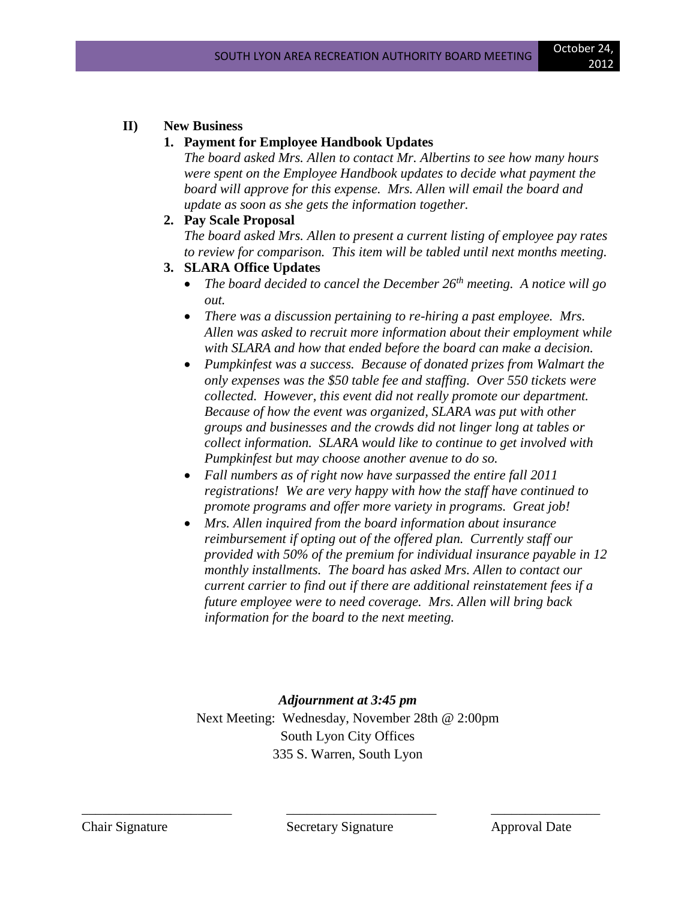## II) New Business

### 1. Payment for Employee Handbook Updates

*The board asked Mrs. Allen to contact Mr. Albertins to see how many hours were spent on the Employee Handbook updates to decide what payment the board will approve for this expense. Mrs. Allen will email the board and update as soon as she gets the information together.*

### 2. Pay Scale Proposal

*The board asked Mrs. Allen to present a current listing of employee pay rates to review for comparison. This item will be tabled until next months meeting.*

### 3. SLARA Office Updates

- *The board decided to cancel the December 26th meeting. A notice will go out.*
- *There was a discussion pertaining to re-hiring a past employee. Mrs. Allen was asked to recruit more information about their employment while with SLARA and how that ended before the board can make a decision.*
- *Pumpkinfest was a success. Because of donated prizes from Walmart the only expenses was the $50 table fee and staffing. Over 550 tickets were collected. However, this event did not really promote our department. Because of how the event was organized, SLARA was put with other groups and businesses and the crowds did not linger long at tables or collect information. SLARA would like to continue to get involved with Pumpkinfest but may choose another avenue to do so.*
- *Fall numbers as of right now have surpassed the entire fall 2011 registrations! We are very happy with how the staff have continued to promote programs and offer more variety in programs. Great job!*
- *Mrs. Allen inquired from the board information about insurance reimbursement if opting out of the offered plan. Currently staff our provided with 50% of the premium for individual insurance payable in 12 monthly installments. The board has asked Mrs. Allen to contact our current carrier to find out if there are additional reinstatement fees if a future employee were to need coverage. Mrs. Allen will bring back information for the board to the next meeting.*

***Adjournment at 3:45 pm***

Next Meeting: Wednesday, November 28th @ 2:00pm
South Lyon City Offices
335 S. Warren, South Lyon

______________________ Chair Signature

______________________ Secretary Signature

________________ Approval Date